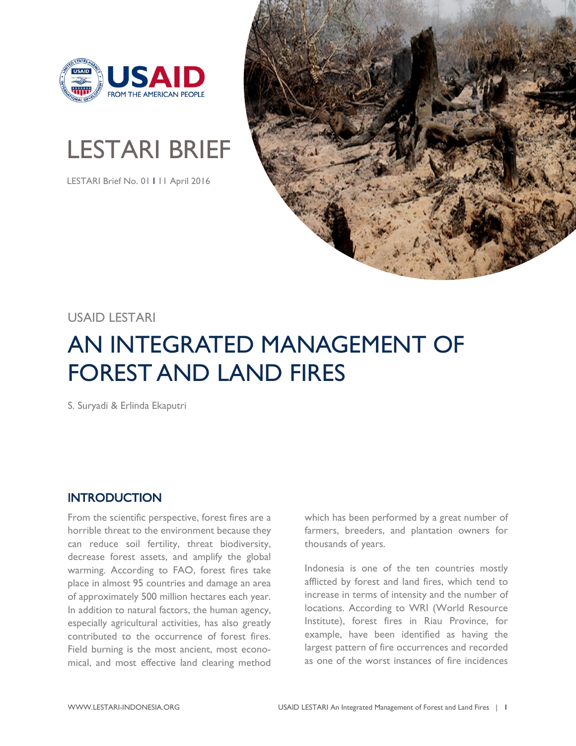# LESTARI BRIEF

LESTARI Brief No. 01 I 11 April 2016

USAID LESTARI

# AN INTEGRATED MANAGEMENT OF FOREST AND LAND FIRES

S. Suryadi & Erlinda Ekaputri

## INTRODUCTION

From the scientific perspective, forest fires are a horrible threat to the environment because they can reduce soil fertility, threat biodiversity, decrease forest assets, and amplify the global warming. According to FAO, forest fires take place in almost 95 countries and damage an area of approximately 500 million hectares each year. In addition to natural factors, the human agency, especially agricultural activities, has also greatly contributed to the occurrence of forest fires. Field burning is the most ancient, most economical, and most effective land clearing method which has been performed by a great number of farmers, breeders, and plantation owners for thousands of years.

Indonesia is one of the ten countries mostly afflicted by forest and land fires, which tend to increase in terms of intensity and the number of locations. According to WRI (World Resource Institute), forest fires in Riau Province, for example, have been identified as having the largest pattern of fire occurrences and recorded as one of the worst instances of fire incidences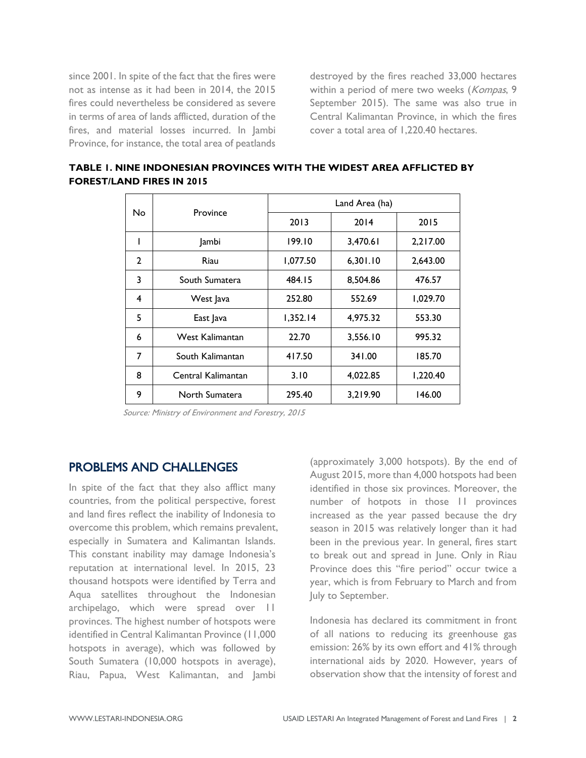since 2001. In spite of the fact that the fires were not as intense as it had been in 2014, the 2015 fires could nevertheless be considered as severe in terms of area of lands afflicted, duration of the fires, and material losses incurred. In Jambi Province, for instance, the total area of peatlands destroyed by the fires reached 33,000 hectares within a period of mere two weeks (*Kompas*, 9 September 2015). The same was also true in Central Kalimantan Province, in which the fires cover a total area of 1,220.40 hectares.

**TABLE 1. NINE INDONESIAN PROVINCES WITH THE WIDEST AREA AFFLICTED BY FOREST/LAND FIRES IN 2015**

| No | Province | Land Area (ha) | | |
|---|---|---|---|---|
| | | 2013 | 2014 | 2015 |
| 1 | Jambi | 199.10 | 3,470.61 | 2,217.00 |
| 2 | Riau | 1,077.50 | 6,301.10 | 2,643.00 |
| 3 | South Sumatera | 484.15 | 8,504.86 | 476.57 |
| 4 | West Java | 252.80 | 552.69 | 1,029.70 |
| 5 | East Java | 1,352.14 | 4,975.32 | 553.30 |
| 6 | West Kalimantan | 22.70 | 3,556.10 | 995.32 |
| 7 | South Kalimantan | 417.50 | 341.00 | 185.70 |
| 8 | Central Kalimantan | 3.10 | 4,022.85 | 1,220.40 |
| 9 | North Sumatera | 295.40 | 3,219.90 | 146.00 |

*Source: Ministry of Environment and Forestry, 2015*

## PROBLEMS AND CHALLENGES

In spite of the fact that they also afflict many countries, from the political perspective, forest and land fires reflect the inability of Indonesia to overcome this problem, which remains prevalent, especially in Sumatera and Kalimantan Islands. This constant inability may damage Indonesia's reputation at international level. In 2015, 23 thousand hotspots were identified by Terra and Aqua satellites throughout the Indonesian archipelago, which were spread over 11 provinces. The highest number of hotspots were identified in Central Kalimantan Province (11,000 hotspots in average), which was followed by South Sumatera (10,000 hotspots in average), Riau, Papua, West Kalimantan, and Jambi (approximately 3,000 hotspots). By the end of August 2015, more than 4,000 hotspots had been identified in those six provinces. Moreover, the number of hotpots in those 11 provinces increased as the year passed because the dry season in 2015 was relatively longer than it had been in the previous year. In general, fires start to break out and spread in June. Only in Riau Province does this "fire period" occur twice a year, which is from February to March and from July to September.

Indonesia has declared its commitment in front of all nations to reducing its greenhouse gas emission: 26% by its own effort and 41% through international aids by 2020. However, years of observation show that the intensity of forest and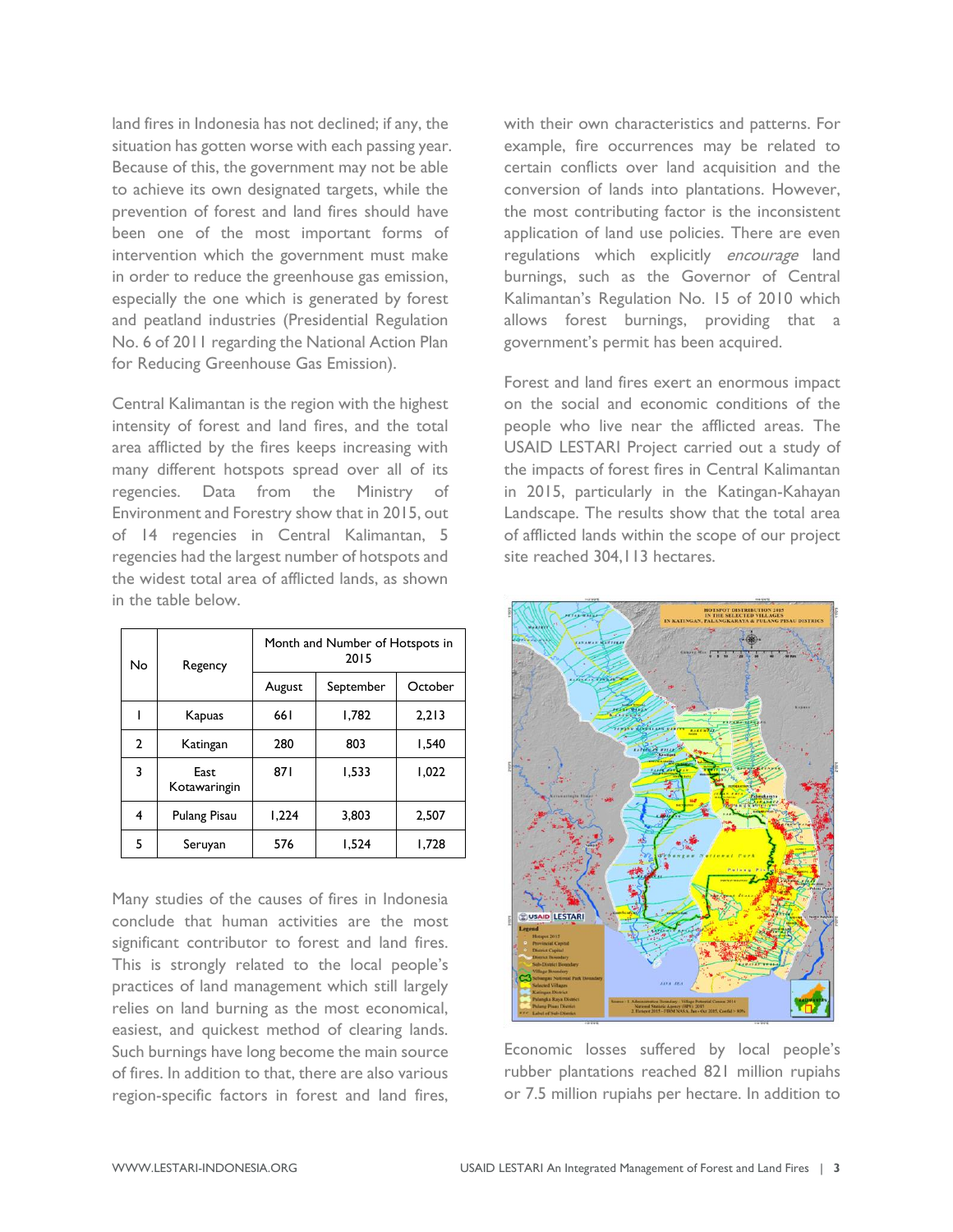land fires in Indonesia has not declined; if any, the situation has gotten worse with each passing year. Because of this, the government may not be able to achieve its own designated targets, while the prevention of forest and land fires should have been one of the most important forms of intervention which the government must make in order to reduce the greenhouse gas emission, especially the one which is generated by forest and peatland industries (Presidential Regulation No. 6 of 2011 regarding the National Action Plan for Reducing Greenhouse Gas Emission).

Central Kalimantan is the region with the highest intensity of forest and land fires, and the total area afflicted by the fires keeps increasing with many different hotspots spread over all of its regencies. Data from the Ministry of Environment and Forestry show that in 2015, out of 14 regencies in Central Kalimantan, 5 regencies had the largest number of hotspots and the widest total area of afflicted lands, as shown in the table below.

| No | Regency | Month and Number of Hotspots in 2015 | | |
|---|---|---|---|---|
| | | August | September | October |
| 1 | Kapuas | 661 | 1,782 | 2,213 |
| 2 | Katingan | 280 | 803 | 1,540 |
| 3 | East Kotawaringin | 871 | 1,533 | 1,022 |
| 4 | Pulang Pisau | 1,224 | 3,803 | 2,507 |
| 5 | Seruyan | 576 | 1,524 | 1,728 |

Many studies of the causes of fires in Indonesia conclude that human activities are the most significant contributor to forest and land fires. This is strongly related to the local people's practices of land management which still largely relies on land burning as the most economical, easiest, and quickest method of clearing lands. Such burnings have long become the main source of fires. In addition to that, there are also various region-specific factors in forest and land fires, with their own characteristics and patterns. For example, fire occurrences may be related to certain conflicts over land acquisition and the conversion of lands into plantations. However, the most contributing factor is the inconsistent application of land use policies. There are even regulations which explicitly *encourage* land burnings, such as the Governor of Central Kalimantan's Regulation No. 15 of 2010 which allows forest burnings, providing that a government's permit has been acquired.

Forest and land fires exert an enormous impact on the social and economic conditions of the people who live near the afflicted areas. The USAID LESTARI Project carried out a study of the impacts of forest fires in Central Kalimantan in 2015, particularly in the Katingan-Kahayan Landscape. The results show that the total area of afflicted lands within the scope of our project site reached 304,113 hectares.

Economic losses suffered by local people's rubber plantations reached 821 million rupiahs or 7.5 million rupiahs per hectare. In addition to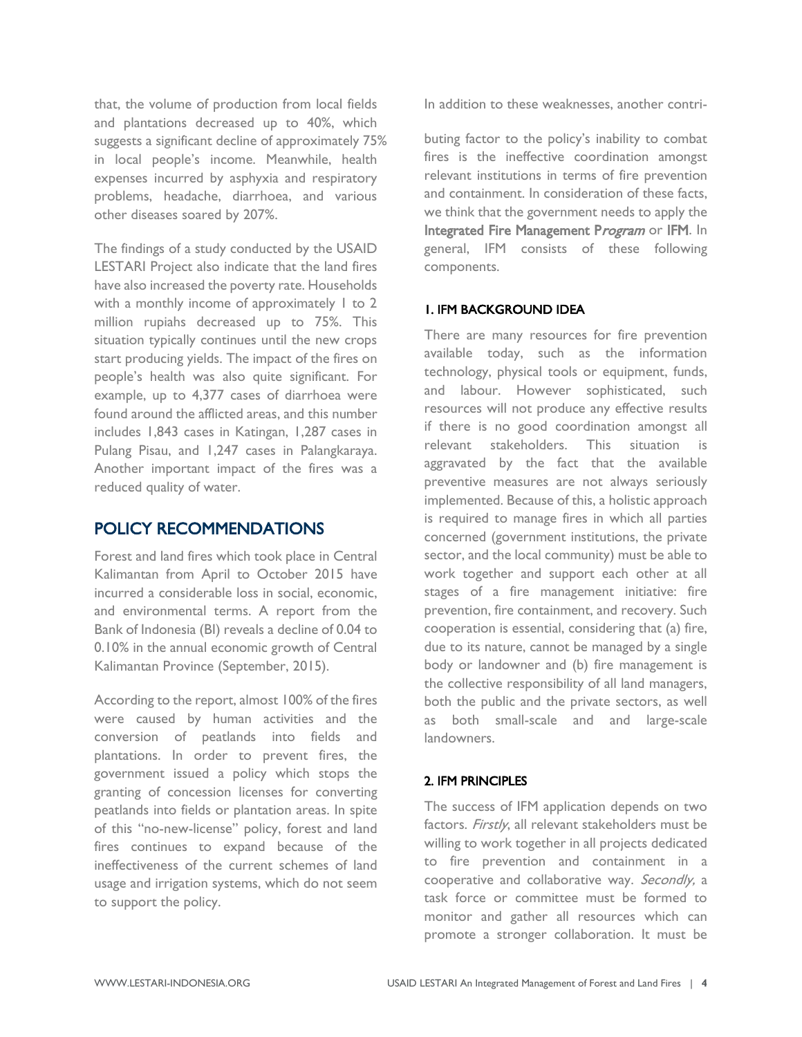that, the volume of production from local fields and plantations decreased up to 40%, which suggests a significant decline of approximately 75% in local people's income. Meanwhile, health expenses incurred by asphyxia and respiratory problems, headache, diarrhoea, and various other diseases soared by 207%.

The findings of a study conducted by the USAID LESTARI Project also indicate that the land fires have also increased the poverty rate. Households with a monthly income of approximately 1 to 2 million rupiahs decreased up to 75%. This situation typically continues until the new crops start producing yields. The impact of the fires on people's health was also quite significant. For example, up to 4,377 cases of diarrhoea were found around the afflicted areas, and this number includes 1,843 cases in Katingan, 1,287 cases in Pulang Pisau, and 1,247 cases in Palangkaraya. Another important impact of the fires was a reduced quality of water.

## POLICY RECOMMENDATIONS

Forest and land fires which took place in Central Kalimantan from April to October 2015 have incurred a considerable loss in social, economic, and environmental terms. A report from the Bank of Indonesia (BI) reveals a decline of 0.04 to 0.10% in the annual economic growth of Central Kalimantan Province (September, 2015).

According to the report, almost 100% of the fires were caused by human activities and the conversion of peatlands into fields and plantations. In order to prevent fires, the government issued a policy which stops the granting of concession licenses for converting peatlands into fields or plantation areas. In spite of this "no-new-license" policy, forest and land fires continues to expand because of the ineffectiveness of the current schemes of land usage and irrigation systems, which do not seem to support the policy.

In addition to these weaknesses, another contributing factor to the policy's inability to combat fires is the ineffective coordination amongst relevant institutions in terms of fire prevention and containment. In consideration of these facts, we think that the government needs to apply the **Integrated Fire Management P*rogram*** or **IFM**. In general, IFM consists of these following components.

### 1. IFM BACKGROUND IDEA

There are many resources for fire prevention available today, such as the information technology, physical tools or equipment, funds, and labour. However sophisticated, such resources will not produce any effective results if there is no good coordination amongst all relevant stakeholders. This situation is aggravated by the fact that the available preventive measures are not always seriously implemented. Because of this, a holistic approach is required to manage fires in which all parties concerned (government institutions, the private sector, and the local community) must be able to work together and support each other at all stages of a fire management initiative: fire prevention, fire containment, and recovery. Such cooperation is essential, considering that (a) fire, due to its nature, cannot be managed by a single body or landowner and (b) fire management is the collective responsibility of all land managers, both the public and the private sectors, as well as both small-scale and and large-scale landowners.

### 2. IFM PRINCIPLES

The success of IFM application depends on two factors. *Firstly*, all relevant stakeholders must be willing to work together in all projects dedicated to fire prevention and containment in a cooperative and collaborative way. *Secondly,* a task force or committee must be formed to monitor and gather all resources which can promote a stronger collaboration. It must be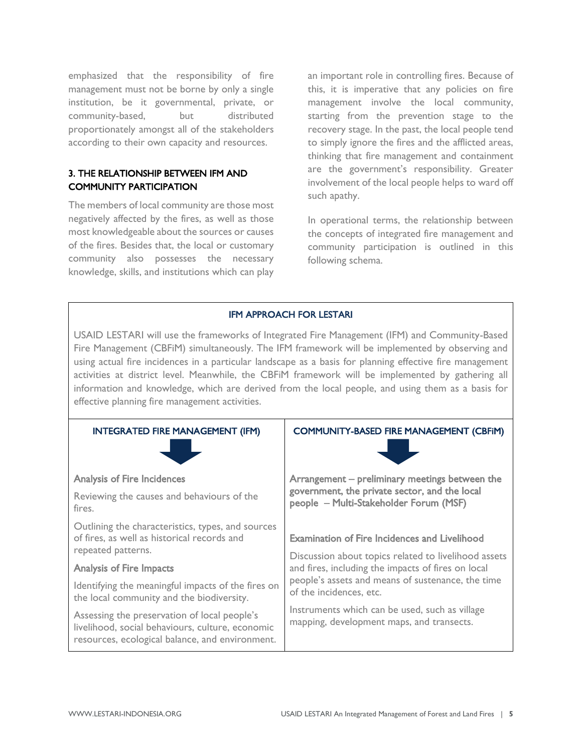emphasized that the responsibility of fire management must not be borne by only a single institution, be it governmental, private, or community-based, but distributed proportionately amongst all of the stakeholders according to their own capacity and resources.

### 3. THE RELATIONSHIP BETWEEN IFM AND COMMUNITY PARTICIPATION

The members of local community are those most negatively affected by the fires, as well as those most knowledgeable about the sources or causes of the fires. Besides that, the local or customary community also possesses the necessary knowledge, skills, and institutions which can play an important role in controlling fires. Because of this, it is imperative that any policies on fire management involve the local community, starting from the prevention stage to the recovery stage. In the past, the local people tend to simply ignore the fires and the afflicted areas, thinking that fire management and containment are the government's responsibility. Greater involvement of the local people helps to ward off such apathy.

In operational terms, the relationship between the concepts of integrated fire management and community participation is outlined in this following schema.

#### IFM APPROACH FOR LESTARI

USAID LESTARI will use the frameworks of Integrated Fire Management (IFM) and Community-Based Fire Management (CBFiM) simultaneously. The IFM framework will be implemented by observing and using actual fire incidences in a particular landscape as a basis for planning effective fire management activities at district level. Meanwhile, the CBFiM framework will be implemented by gathering all information and knowledge, which are derived from the local people, and using them as a basis for effective planning fire management activities.

| INTEGRATED FIRE MANAGEMENT (IFM) | COMMUNITY-BASED FIRE MANAGEMENT (CBFiM) |
|---|---|
| **Analysis of Fire Incidences**<br>Reviewing the causes and behaviours of the fires.<br>Outlining the characteristics, types, and sources of fires, as well as historical records and repeated patterns. | **Arrangement – preliminary meetings between the government, the private sector, and the local people – Multi-Stakeholder Forum (MSF)** |
| **Analysis of Fire Impacts**<br>Identifying the meaningful impacts of the fires on the local community and the biodiversity.<br>Assessing the preservation of local people's livelihood, social behaviours, culture, economic resources, ecological balance, and environment. | **Examination of Fire Incidences and Livelihood**<br>Discussion about topics related to livelihood assets and fires, including the impacts of fires on local people's assets and means of sustenance, the time of the incidences, etc.<br>Instruments which can be used, such as village mapping, development maps, and transects. |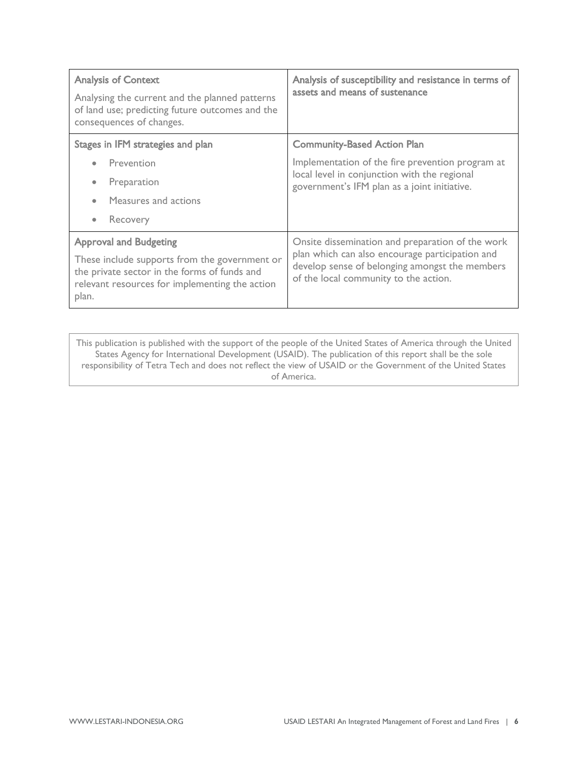| | |
|---|---|
| **Analysis of Context**<br><br>Analysing the current and the planned patterns of land use; predicting future outcomes and the consequences of changes. | **Analysis of susceptibility and resistance in terms of assets and means of sustenance** |
| **Stages in IFM strategies and plan**<br><br>• Prevention<br>• Preparation<br>• Measures and actions<br>• Recovery | **Community-Based Action Plan**<br><br>Implementation of the fire prevention program at local level in conjunction with the regional government's IFM plan as a joint initiative. |
| **Approval and Budgeting**<br><br>These include supports from the government or the private sector in the forms of funds and relevant resources for implementing the action plan. | Onsite dissemination and preparation of the work plan which can also encourage participation and develop sense of belonging amongst the members of the local community to the action. |

This publication is published with the support of the people of the United States of America through the United States Agency for International Development (USAID). The publication of this report shall be the sole responsibility of Tetra Tech and does not reflect the view of USAID or the Government of the United States of America.